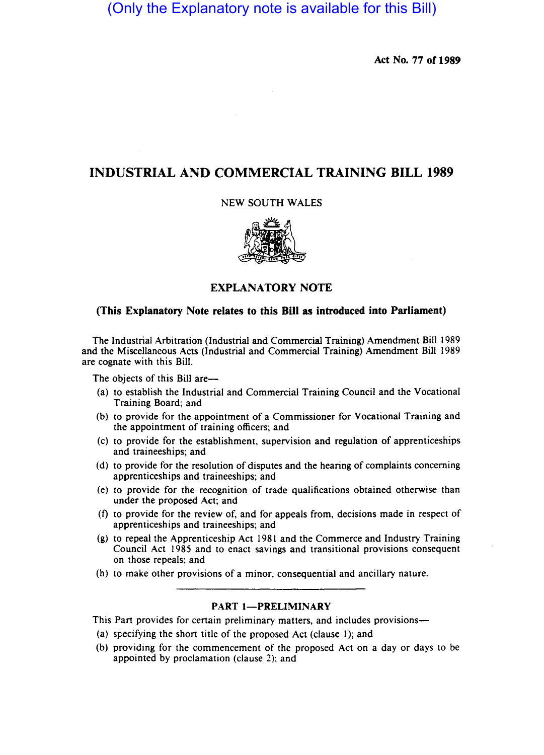(Only the Explanatory note is available for this Bill)

Act No. 77 of 1989

# INDUSTRIAL AND COMMERCIAL TRAINING BILL 1989

NEW SOUTH WALES

## EXPLANATORY NOTE

**(This Explanatory Note relates to this Bill as introduced into Parliament)**

The Industrial Arbitration (Industrial and Commercial Training) Amendment Bill 1989 and the Miscellaneous Acts (Industrial and Commercial Training) Amendment Bill 1989 are cognate with this Bill.

The objects of this Bill are—

(a) to establish the Industrial and Commercial Training Council and the Vocational Training Board; and

(b) to provide for the appointment of a Commissioner for Vocational Training and the appointment of training officers; and

(c) to provide for the establishment, supervision and regulation of apprenticeships and traineeships; and

(d) to provide for the resolution of disputes and the hearing of complaints concerning apprenticeships and traineeships; and

(e) to provide for the recognition of trade qualifications obtained otherwise than under the proposed Act; and

(f) to provide for the review of, and for appeals from, decisions made in respect of apprenticeships and traineeships; and

(g) to repeal the Apprenticeship Act 1981 and the Commerce and Industry Training Council Act 1985 and to enact savings and transitional provisions consequent on those repeals; and

(h) to make other provisions of a minor, consequential and ancillary nature.

---

### PART 1—PRELIMINARY

This Part provides for certain preliminary matters, and includes provisions—

(a) specifying the short title of the proposed Act (clause 1); and

(b) providing for the commencement of the proposed Act on a day or days to be appointed by proclamation (clause 2); and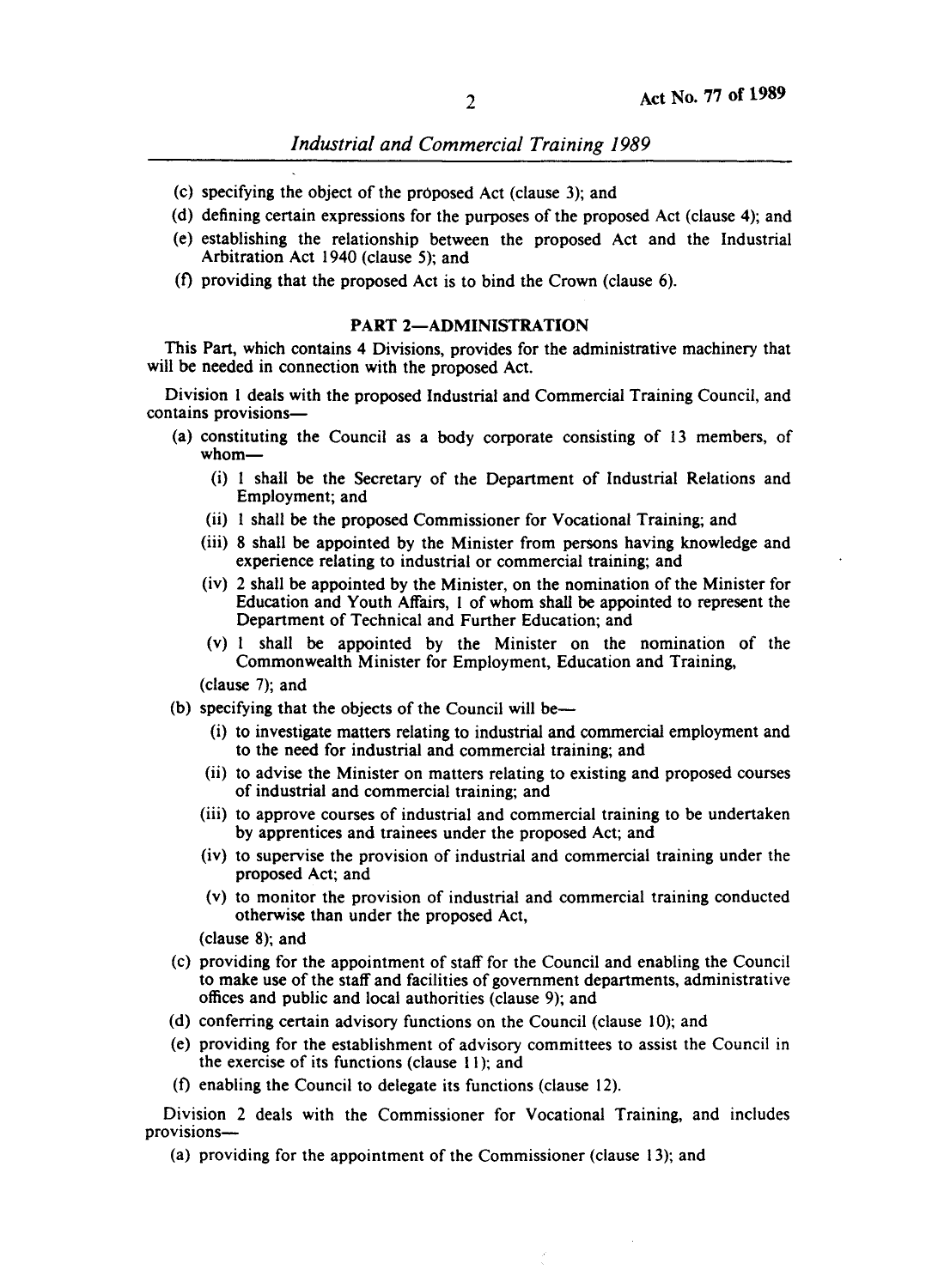(c) specifying the object of the proposed Act (clause 3); and

(d) defining certain expressions for the purposes of the proposed Act (clause 4); and

(e) establishing the relationship between the proposed Act and the Industrial Arbitration Act 1940 (clause 5); and

(f) providing that the proposed Act is to bind the Crown (clause 6).

## PART 2—ADMINISTRATION

This Part, which contains 4 Divisions, provides for the administrative machinery that will be needed in connection with the proposed Act.

Division 1 deals with the proposed Industrial and Commercial Training Council, and contains provisions—

(a) constituting the Council as a body corporate consisting of 13 members, of whom—

   (i) 1 shall be the Secretary of the Department of Industrial Relations and Employment; and

   (ii) 1 shall be the proposed Commissioner for Vocational Training; and

   (iii) 8 shall be appointed by the Minister from persons having knowledge and experience relating to industrial or commercial training; and

   (iv) 2 shall be appointed by the Minister, on the nomination of the Minister for Education and Youth Affairs, 1 of whom shall be appointed to represent the Department of Technical and Further Education; and

   (v) 1 shall be appointed by the Minister on the nomination of the Commonwealth Minister for Employment, Education and Training,

   (clause 7); and

(b) specifying that the objects of the Council will be—

   (i) to investigate matters relating to industrial and commercial employment and to the need for industrial and commercial training; and

   (ii) to advise the Minister on matters relating to existing and proposed courses of industrial and commercial training; and

   (iii) to approve courses of industrial and commercial training to be undertaken by apprentices and trainees under the proposed Act; and

   (iv) to supervise the provision of industrial and commercial training under the proposed Act; and

   (v) to monitor the provision of industrial and commercial training conducted otherwise than under the proposed Act,

   (clause 8); and

(c) providing for the appointment of staff for the Council and enabling the Council to make use of the staff and facilities of government departments, administrative offices and public and local authorities (clause 9); and

(d) conferring certain advisory functions on the Council (clause 10); and

(e) providing for the establishment of advisory committees to assist the Council in the exercise of its functions (clause 11); and

(f) enabling the Council to delegate its functions (clause 12).

Division 2 deals with the Commissioner for Vocational Training, and includes provisions—

(a) providing for the appointment of the Commissioner (clause 13); and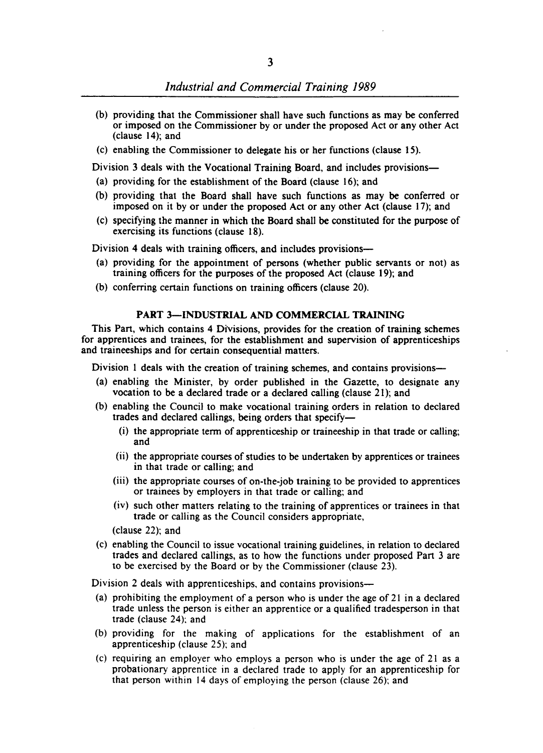(b) providing that the Commissioner shall have such functions as may be conferred or imposed on the Commissioner by or under the proposed Act or any other Act (clause 14); and

(c) enabling the Commissioner to delegate his or her functions (clause 15).

Division 3 deals with the Vocational Training Board, and includes provisions—

(a) providing for the establishment of the Board (clause 16); and

(b) providing that the Board shall have such functions as may be conferred or imposed on it by or under the proposed Act or any other Act (clause 17); and

(c) specifying the manner in which the Board shall be constituted for the purpose of exercising its functions (clause 18).

Division 4 deals with training officers, and includes provisions—

(a) providing for the appointment of persons (whether public servants or not) as training officers for the purposes of the proposed Act (clause 19); and

(b) conferring certain functions on training officers (clause 20).

## PART 3—INDUSTRIAL AND COMMERCIAL TRAINING

This Part, which contains 4 Divisions, provides for the creation of training schemes for apprentices and trainees, for the establishment and supervision of apprenticeships and traineeships and for certain consequential matters.

Division 1 deals with the creation of training schemes, and contains provisions—

(a) enabling the Minister, by order published in the Gazette, to designate any vocation to be a declared trade or a declared calling (clause 21); and

(b) enabling the Council to make vocational training orders in relation to declared trades and declared callings, being orders that specify—

  (i) the appropriate term of apprenticeship or traineeship in that trade or calling; and

  (ii) the appropriate courses of studies to be undertaken by apprentices or trainees in that trade or calling; and

  (iii) the appropriate courses of on-the-job training to be provided to apprentices or trainees by employers in that trade or calling; and

  (iv) such other matters relating to the training of apprentices or trainees in that trade or calling as the Council considers appropriate,

(clause 22); and

(c) enabling the Council to issue vocational training guidelines, in relation to declared trades and declared callings, as to how the functions under proposed Part 3 are to be exercised by the Board or by the Commissioner (clause 23).

Division 2 deals with apprenticeships, and contains provisions—

(a) prohibiting the employment of a person who is under the age of 21 in a declared trade unless the person is either an apprentice or a qualified tradesperson in that trade (clause 24); and

(b) providing for the making of applications for the establishment of an apprenticeship (clause 25); and

(c) requiring an employer who employs a person who is under the age of 21 as a probationary apprentice in a declared trade to apply for an apprenticeship for that person within 14 days of employing the person (clause 26); and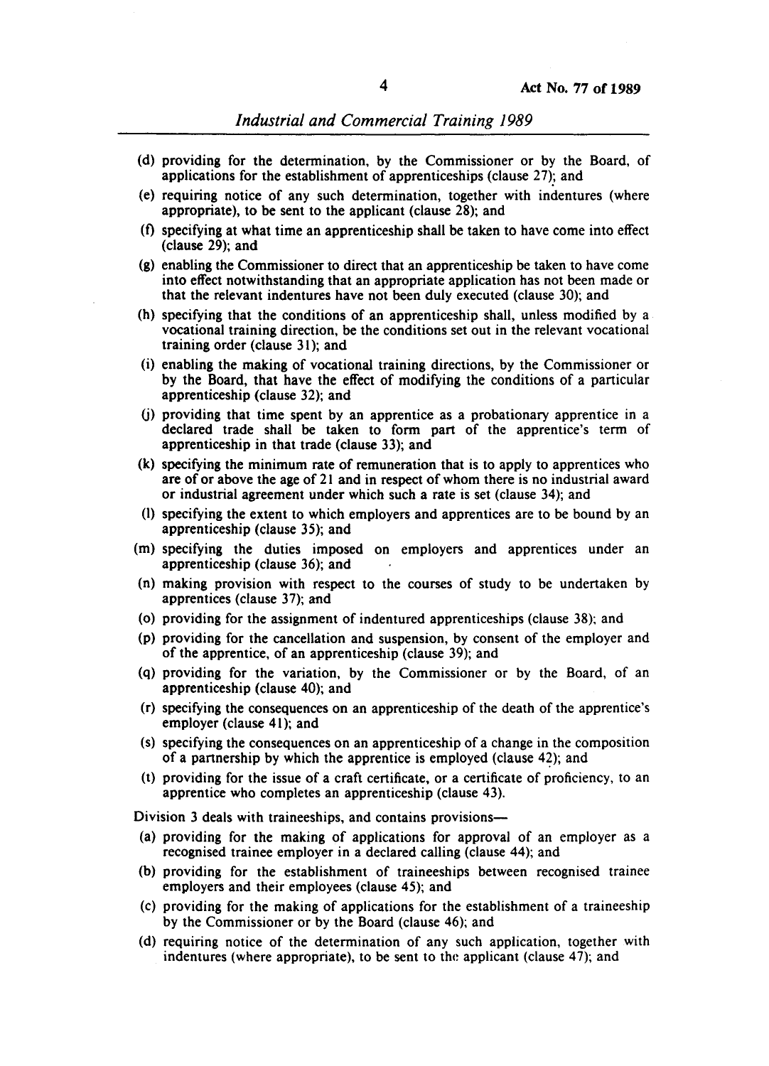(d) providing for the determination, by the Commissioner or by the Board, of applications for the establishment of apprenticeships (clause 27); and

(e) requiring notice of any such determination, together with indentures (where appropriate), to be sent to the applicant (clause 28); and

(f) specifying at what time an apprenticeship shall be taken to have come into effect (clause 29); and

(g) enabling the Commissioner to direct that an apprenticeship be taken to have come into effect notwithstanding that an appropriate application has not been made or that the relevant indentures have not been duly executed (clause 30); and

(h) specifying that the conditions of an apprenticeship shall, unless modified by a vocational training direction, be the conditions set out in the relevant vocational training order (clause 31); and

(i) enabling the making of vocational training directions, by the Commissioner or by the Board, that have the effect of modifying the conditions of a particular apprenticeship (clause 32); and

(j) providing that time spent by an apprentice as a probationary apprentice in a declared trade shall be taken to form part of the apprentice's term of apprenticeship in that trade (clause 33); and

(k) specifying the minimum rate of remuneration that is to apply to apprentices who are of or above the age of 21 and in respect of whom there is no industrial award or industrial agreement under which such a rate is set (clause 34); and

(l) specifying the extent to which employers and apprentices are to be bound by an apprenticeship (clause 35); and

(m) specifying the duties imposed on employers and apprentices under an apprenticeship (clause 36); and

(n) making provision with respect to the courses of study to be undertaken by apprentices (clause 37); and

(o) providing for the assignment of indentured apprenticeships (clause 38); and

(p) providing for the cancellation and suspension, by consent of the employer and of the apprentice, of an apprenticeship (clause 39); and

(q) providing for the variation, by the Commissioner or by the Board, of an apprenticeship (clause 40); and

(r) specifying the consequences on an apprenticeship of the death of the apprentice's employer (clause 41); and

(s) specifying the consequences on an apprenticeship of a change in the composition of a partnership by which the apprentice is employed (clause 42); and

(t) providing for the issue of a craft certificate, or a certificate of proficiency, to an apprentice who completes an apprenticeship (clause 43).

Division 3 deals with traineeships, and contains provisions—

(a) providing for the making of applications for approval of an employer as a recognised trainee employer in a declared calling (clause 44); and

(b) providing for the establishment of traineeships between recognised trainee employers and their employees (clause 45); and

(c) providing for the making of applications for the establishment of a traineeship by the Commissioner or by the Board (clause 46); and

(d) requiring notice of the determination of any such application, together with indentures (where appropriate), to be sent to the applicant (clause 47); and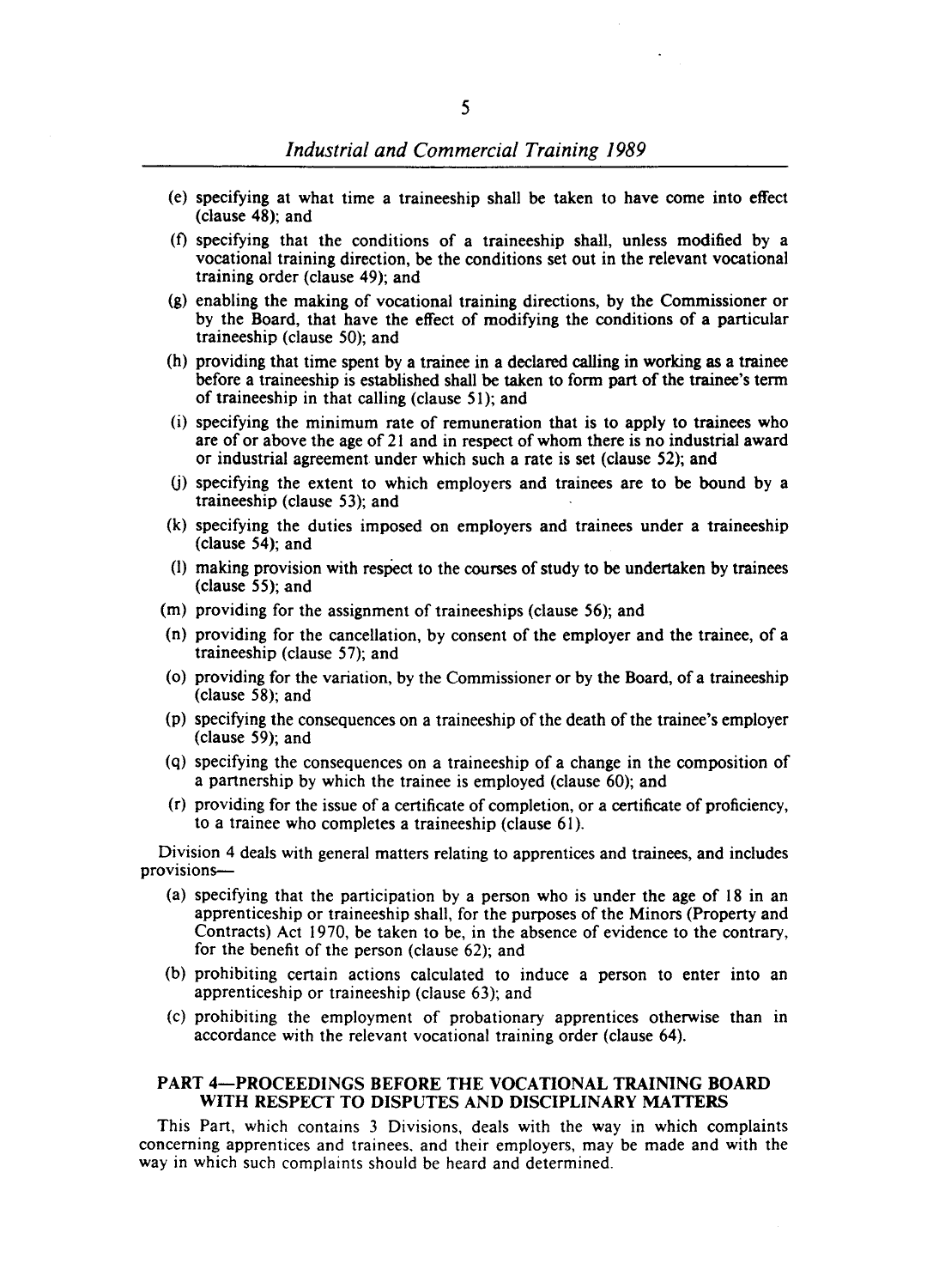(e) specifying at what time a traineeship shall be taken to have come into effect (clause 48); and

(f) specifying that the conditions of a traineeship shall, unless modified by a vocational training direction, be the conditions set out in the relevant vocational training order (clause 49); and

(g) enabling the making of vocational training directions, by the Commissioner or by the Board, that have the effect of modifying the conditions of a particular traineeship (clause 50); and

(h) providing that time spent by a trainee in a declared calling in working as a trainee before a traineeship is established shall be taken to form part of the trainee's term of traineeship in that calling (clause 51); and

(i) specifying the minimum rate of remuneration that is to apply to trainees who are of or above the age of 21 and in respect of whom there is no industrial award or industrial agreement under which such a rate is set (clause 52); and

(j) specifying the extent to which employers and trainees are to be bound by a traineeship (clause 53); and

(k) specifying the duties imposed on employers and trainees under a traineeship (clause 54); and

(l) making provision with respect to the courses of study to be undertaken by trainees (clause 55); and

(m) providing for the assignment of traineeships (clause 56); and

(n) providing for the cancellation, by consent of the employer and the trainee, of a traineeship (clause 57); and

(o) providing for the variation, by the Commissioner or by the Board, of a traineeship (clause 58); and

(p) specifying the consequences on a traineeship of the death of the trainee's employer (clause 59); and

(q) specifying the consequences on a traineeship of a change in the composition of a partnership by which the trainee is employed (clause 60); and

(r) providing for the issue of a certificate of completion, or a certificate of proficiency, to a trainee who completes a traineeship (clause 61).

Division 4 deals with general matters relating to apprentices and trainees, and includes provisions—

(a) specifying that the participation by a person who is under the age of 18 in an apprenticeship or traineeship shall, for the purposes of the Minors (Property and Contracts) Act 1970, be taken to be, in the absence of evidence to the contrary, for the benefit of the person (clause 62); and

(b) prohibiting certain actions calculated to induce a person to enter into an apprenticeship or traineeship (clause 63); and

(c) prohibiting the employment of probationary apprentices otherwise than in accordance with the relevant vocational training order (clause 64).

## PART 4—PROCEEDINGS BEFORE THE VOCATIONAL TRAINING BOARD WITH RESPECT TO DISPUTES AND DISCIPLINARY MATTERS

This Part, which contains 3 Divisions, deals with the way in which complaints concerning apprentices and trainees, and their employers, may be made and with the way in which such complaints should be heard and determined.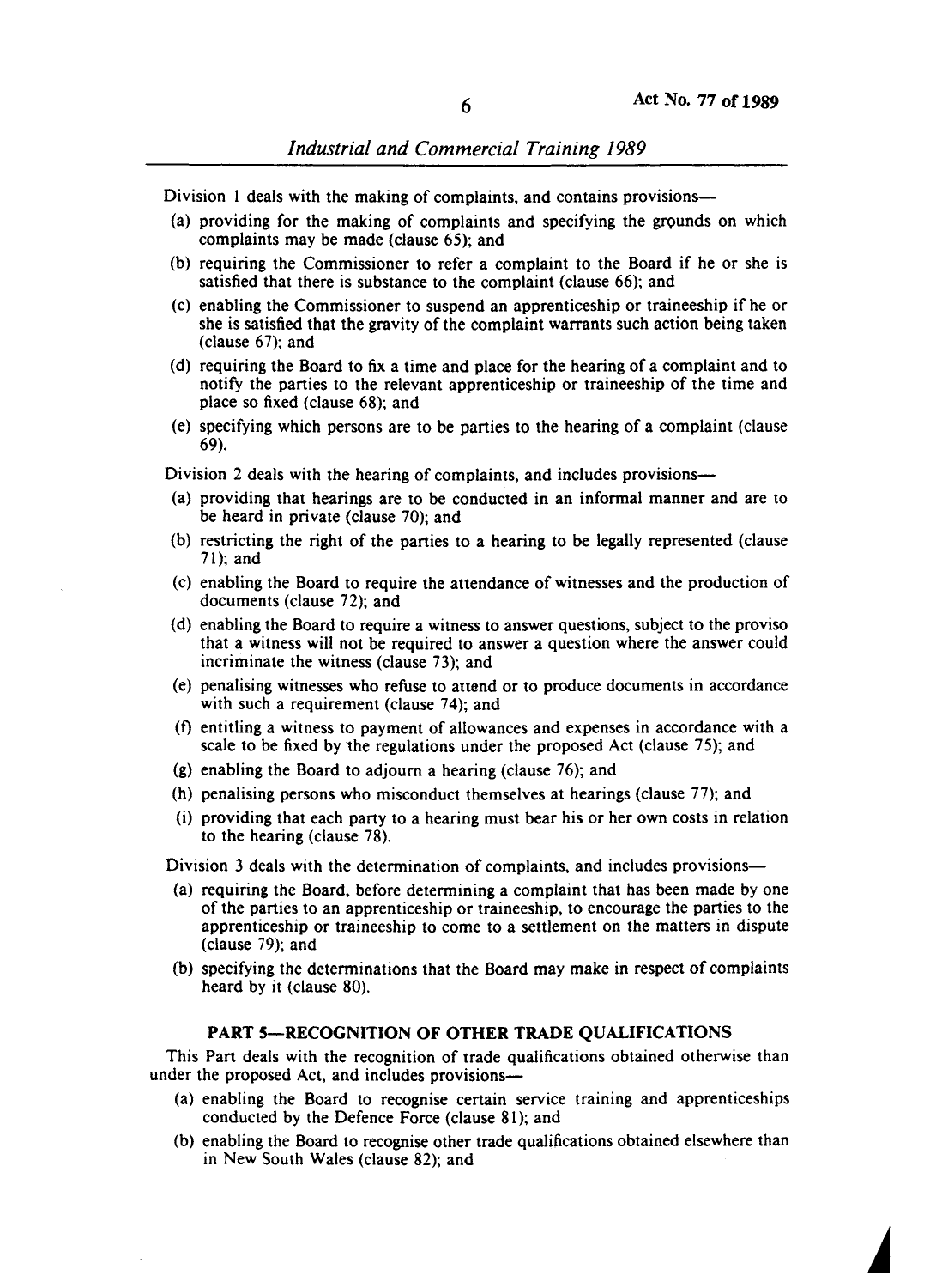Division 1 deals with the making of complaints, and contains provisions—

(a) providing for the making of complaints and specifying the grounds on which complaints may be made (clause 65); and

(b) requiring the Commissioner to refer a complaint to the Board if he or she is satisfied that there is substance to the complaint (clause 66); and

(c) enabling the Commissioner to suspend an apprenticeship or traineeship if he or she is satisfied that the gravity of the complaint warrants such action being taken (clause 67); and

(d) requiring the Board to fix a time and place for the hearing of a complaint and to notify the parties to the relevant apprenticeship or traineeship of the time and place so fixed (clause 68); and

(e) specifying which persons are to be parties to the hearing of a complaint (clause 69).

Division 2 deals with the hearing of complaints, and includes provisions—

(a) providing that hearings are to be conducted in an informal manner and are to be heard in private (clause 70); and

(b) restricting the right of the parties to a hearing to be legally represented (clause 71); and

(c) enabling the Board to require the attendance of witnesses and the production of documents (clause 72); and

(d) enabling the Board to require a witness to answer questions, subject to the proviso that a witness will not be required to answer a question where the answer could incriminate the witness (clause 73); and

(e) penalising witnesses who refuse to attend or to produce documents in accordance with such a requirement (clause 74); and

(f) entitling a witness to payment of allowances and expenses in accordance with a scale to be fixed by the regulations under the proposed Act (clause 75); and

(g) enabling the Board to adjourn a hearing (clause 76); and

(h) penalising persons who misconduct themselves at hearings (clause 77); and

(i) providing that each party to a hearing must bear his or her own costs in relation to the hearing (clause 78).

Division 3 deals with the determination of complaints, and includes provisions—

(a) requiring the Board, before determining a complaint that has been made by one of the parties to an apprenticeship or traineeship, to encourage the parties to the apprenticeship or traineeship to come to a settlement on the matters in dispute (clause 79); and

(b) specifying the determinations that the Board may make in respect of complaints heard by it (clause 80).

## PART 5—RECOGNITION OF OTHER TRADE QUALIFICATIONS

This Part deals with the recognition of trade qualifications obtained otherwise than under the proposed Act, and includes provisions—

(a) enabling the Board to recognise certain service training and apprenticeships conducted by the Defence Force (clause 81); and

(b) enabling the Board to recognise other trade qualifications obtained elsewhere than in New South Wales (clause 82); and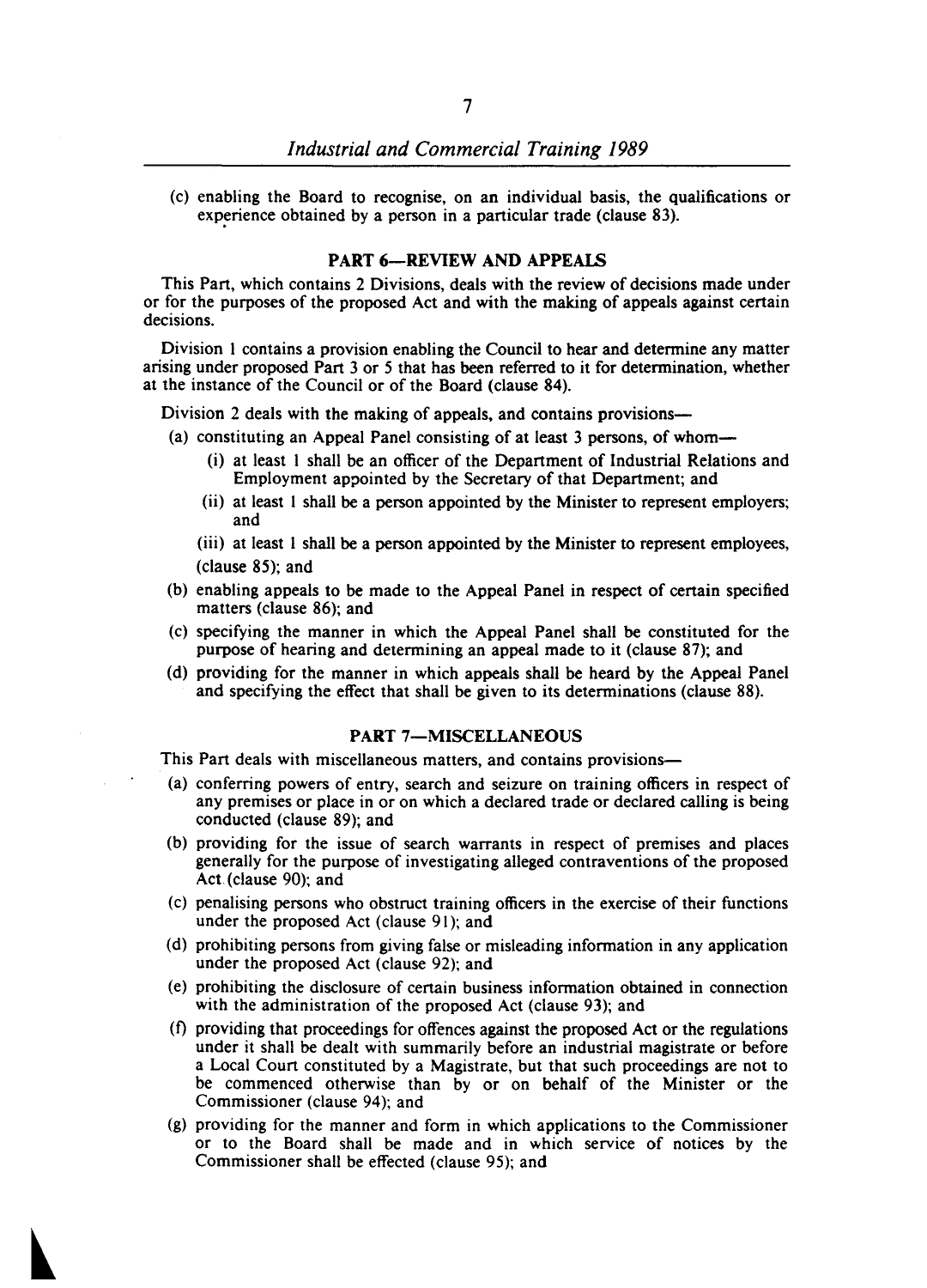(c) enabling the Board to recognise, on an individual basis, the qualifications or experience obtained by a person in a particular trade (clause 83).

## PART 6—REVIEW AND APPEALS

This Part, which contains 2 Divisions, deals with the review of decisions made under or for the purposes of the proposed Act and with the making of appeals against certain decisions.

Division 1 contains a provision enabling the Council to hear and determine any matter arising under proposed Part 3 or 5 that has been referred to it for determination, whether at the instance of the Council or of the Board (clause 84).

Division 2 deals with the making of appeals, and contains provisions—

- (a) constituting an Appeal Panel consisting of at least 3 persons, of whom—
  - (i) at least 1 shall be an officer of the Department of Industrial Relations and Employment appointed by the Secretary of that Department; and
  - (ii) at least 1 shall be a person appointed by the Minister to represent employers; and
  - (iii) at least 1 shall be a person appointed by the Minister to represent employees,

  (clause 85); and
- (b) enabling appeals to be made to the Appeal Panel in respect of certain specified matters (clause 86); and
- (c) specifying the manner in which the Appeal Panel shall be constituted for the purpose of hearing and determining an appeal made to it (clause 87); and
- (d) providing for the manner in which appeals shall be heard by the Appeal Panel and specifying the effect that shall be given to its determinations (clause 88).

## PART 7—MISCELLANEOUS

This Part deals with miscellaneous matters, and contains provisions—

- (a) conferring powers of entry, search and seizure on training officers in respect of any premises or place in or on which a declared trade or declared calling is being conducted (clause 89); and
- (b) providing for the issue of search warrants in respect of premises and places generally for the purpose of investigating alleged contraventions of the proposed Act (clause 90); and
- (c) penalising persons who obstruct training officers in the exercise of their functions under the proposed Act (clause 91); and
- (d) prohibiting persons from giving false or misleading information in any application under the proposed Act (clause 92); and
- (e) prohibiting the disclosure of certain business information obtained in connection with the administration of the proposed Act (clause 93); and
- (f) providing that proceedings for offences against the proposed Act or the regulations under it shall be dealt with summarily before an industrial magistrate or before a Local Court constituted by a Magistrate, but that such proceedings are not to be commenced otherwise than by or on behalf of the Minister or the Commissioner (clause 94); and
- (g) providing for the manner and form in which applications to the Commissioner or to the Board shall be made and in which service of notices by the Commissioner shall be effected (clause 95); and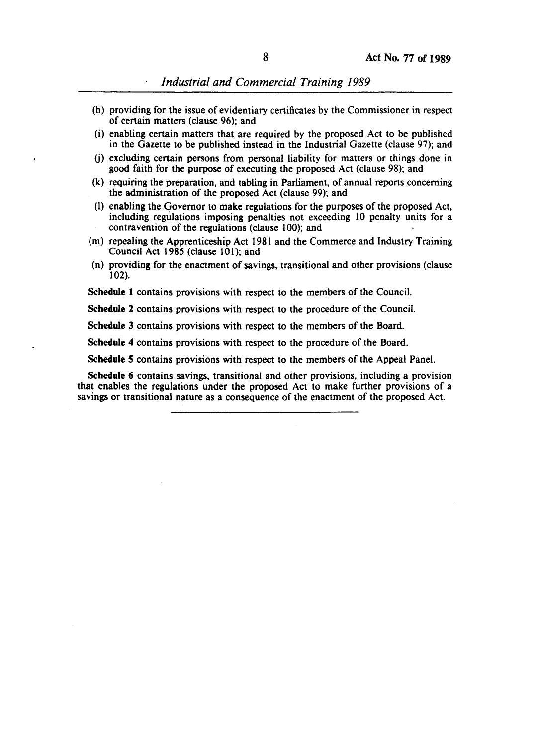(h) providing for the issue of evidentiary certificates by the Commissioner in respect of certain matters (clause 96); and

(i) enabling certain matters that are required by the proposed Act to be published in the Gazette to be published instead in the Industrial Gazette (clause 97); and

(j) excluding certain persons from personal liability for matters or things done in good faith for the purpose of executing the proposed Act (clause 98); and

(k) requiring the preparation, and tabling in Parliament, of annual reports concerning the administration of the proposed Act (clause 99); and

(l) enabling the Governor to make regulations for the purposes of the proposed Act, including regulations imposing penalties not exceeding 10 penalty units for a contravention of the regulations (clause 100); and

(m) repealing the Apprenticeship Act 1981 and the Commerce and Industry Training Council Act 1985 (clause 101); and

(n) providing for the enactment of savings, transitional and other provisions (clause 102).

**Schedule 1** contains provisions with respect to the members of the Council.

**Schedule 2** contains provisions with respect to the procedure of the Council.

**Schedule 3** contains provisions with respect to the members of the Board.

**Schedule 4** contains provisions with respect to the procedure of the Board.

**Schedule 5** contains provisions with respect to the members of the Appeal Panel.

**Schedule 6** contains savings, transitional and other provisions, including a provision that enables the regulations under the proposed Act to make further provisions of a savings or transitional nature as a consequence of the enactment of the proposed Act.